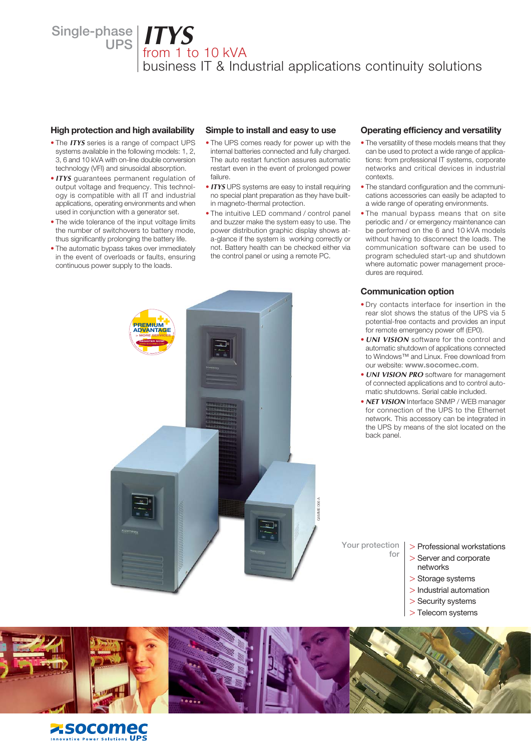# Single-phase UPS ITYS

## from 1 to 10 kVA

## business IT & Industrial applications continuity solutions

### High protection and high availability

- The ***ITYS*** series is a range of compact UPS systems available in the following models: 1, 2, 3, 6 and 10 kVA with on-line double conversion technology (VFI) and sinusoidal absorption.
- ***ITYS*** guarantees permanent regulation of output voltage and frequency. This technology is compatible with all IT and industrial applications, operating environments and when used in conjunction with a generator set.
- The wide tolerance of the input voltage limits the number of switchovers to battery mode, thus significantly prolonging the battery life.
- The automatic bypass takes over immediately in the event of overloads or faults, ensuring continuous power supply to the loads.

### Simple to install and easy to use

- The UPS comes ready for power up with the internal batteries connected and fully charged. The auto restart function assures automatic restart even in the event of prolonged power failure.
- ***ITYS*** UPS systems are easy to install requiring no special plant preparation as they have built-in magneto-thermal protection.
- The intuitive LED command / control panel and buzzer make the system easy to use. The power distribution graphic display shows at-a-glance if the system is working correctly or not. Battery health can be checked either via the control panel or using a remote PC.

### Operating efficiency and versatility

- The versatility of these models means that they can be used to protect a wide range of applications: from professional IT systems, corporate networks and critical devices in industrial contexts.
- The standard configuration and the communications accessories can easily be adapted to a wide range of operating environments.
- The manual bypass means that on site periodic and / or emergency maintenance can be performed on the 6 and 10 kVA models without having to disconnect the loads. The communication software can be used to program scheduled start-up and shutdown where automatic power management procedures are required.

### Communication option

- Dry contacts interface for insertion in the rear slot shows the status of the UPS via 5 potential-free contacts and provides an input for remote emergency power off (EP0).
- ***UNI VISION*** software for the control and automatic shutdown of applications connected to Windows™ and Linux. Free download from our website: **www.socomec.com**.
- ***UNI VISION PRO*** software for management of connected applications and to control automatic shutdowns. Serial cable included.
- ***NET VISION*** Interface SNMP / WEB manager for connection of the UPS to the Ethernet network. This accessory can be integrated in the UPS by means of the slot located on the back panel.

PREMIUM ADVANTAGE > MORE SERVICES – REGISTER NOW!

GAMME 066 A

### Your protection for

- > Professional workstations
- > Server and corporate networks
- > Storage systems
- > Industrial automation
- > Security systems
- > Telecom systems

socomec – Innovative Power Solutions UPS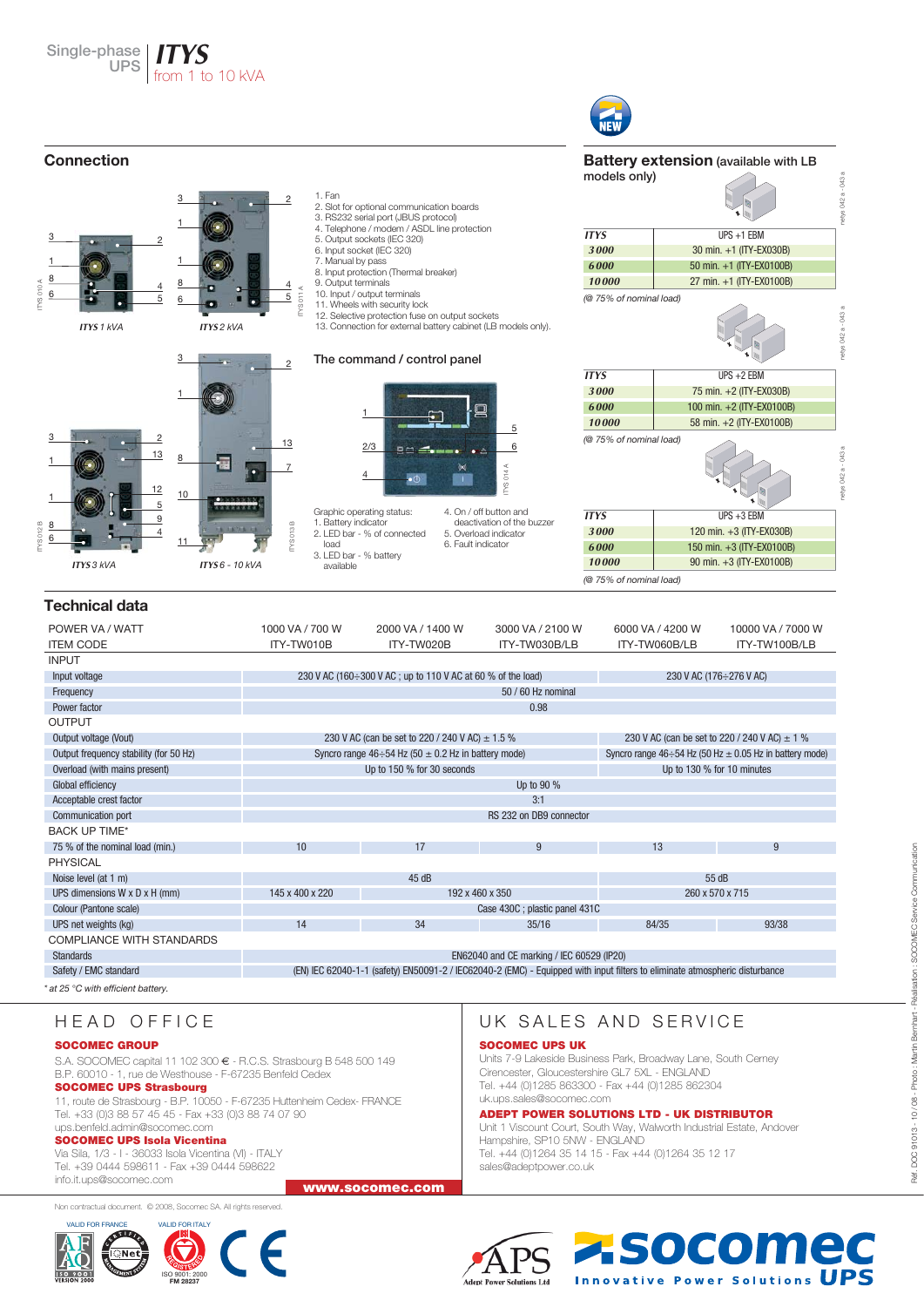Single-phase UPS | **ITYS** from 1 to 10 kVA

## Connection

ITYS 1 kVA

ITYS 2 kVA

ITYS 3 kVA

ITYS 6 - 10 kVA

1. Fan
2. Slot for optional communication boards
3. RS232 serial port (JBUS protocol)
4. Telephone / modem / ASDL line protection
5. Output sockets (IEC 320)
6. Input socket (IEC 320)
7. Manual by pass
8. Input protection (Thermal breaker)
9. Output terminals
10. Input / output terminals
11. Wheels with security lock
12. Selective protection fuse on output sockets
13. Connection for external battery cabinet (LB models only).

### The command / control panel

Graphic operating status:
1. Battery indicator
2. LED bar - % of connected load
3. LED bar - % battery available
4. On / off button and deactivation of the buzzer
5. Overload indicator
6. Fault indicator

## Battery extension (available with LB models only)

NEW

| ITYS | UPS +1 EBM |
|---|---|
| 3000 | 30 min. +1 (ITY-EX030B) |
| 6000 | 50 min. +1 (ITY-EX0100B) |
| 10000 | 27 min. +1 (ITY-EX0100B) |

*(@ 75% of nominal load)*

| ITYS | UPS +2 EBM |
|---|---|
| 3000 | 75 min. +2 (ITY-EX030B) |
| 6000 | 100 min. +2 (ITY-EX0100B) |
| 10000 | 58 min. +2 (ITY-EX0100B) |

*(@ 75% of nominal load)*

| ITYS | UPS +3 EBM |
|---|---|
| 3000 | 120 min. +3 (ITY-EX030B) |
| 6000 | 150 min. +3 (ITY-EX0100B) |
| 10000 | 90 min. +3 (ITY-EX0100B) |

*(@ 75% of nominal load)*

## Technical data

| POWER VA / WATT | 1000 VA / 700 W | 2000 VA / 1400 W | 3000 VA / 2100 W | 6000 VA / 4200 W | 10000 VA / 7000 W |
|---|---|---|---|---|---|
| ITEM CODE | ITY-TW010B | ITY-TW020B | ITY-TW030B/LB | ITY-TW060B/LB | ITY-TW100B/LB |
| INPUT | | | | | |
| Input voltage | 230 V AC (160÷300 V AC ; up to 110 V AC at 60 % of the load) | | | 230 V AC (176÷276 V AC) | |
| Frequency | 50 / 60 Hz nominal | | | | |
| Power factor | 0.98 | | | | |
| OUTPUT | | | | | |
| Output voltage (Vout) | 230 V AC (can be set to 220 / 240 V AC) ± 1.5 % | | | 230 V AC (can be set to 220 / 240 V AC) ± 1 % | |
| Output frequency stability (for 50 Hz) | Syncro range 46÷54 Hz (50 ± 0.2 Hz in battery mode) | | | Syncro range 46÷54 Hz (50 Hz ± 0.05 Hz in battery mode) | |
| Overload (with mains present) | Up to 150 % for 30 seconds | | | Up to 130 % for 10 minutes | |
| Global efficiency | Up to 90 % | | | | |
| Acceptable crest factor | 3:1 | | | | |
| Communication port | RS 232 on DB9 connector | | | | |
| BACK UP TIME* | | | | | |
| 75 % of the nominal load (min.) | 10 | 17 | 9 | 13 | 9 |
| PHYSICAL | | | | | |
| Noise level (at 1 m) | 45 dB | | | 55 dB | |
| UPS dimensions W x D x H (mm) | 145 x 400 x 220 | 192 x 460 x 350 | | 260 x 570 x 715 | |
| Colour (Pantone scale) | Case 430C ; plastic panel 431C | | | | |
| UPS net weights (kg) | 14 | 34 | 35/16 | 84/35 | 93/38 |
| COMPLIANCE WITH STANDARDS | | | | | |
| Standards | EN62040 and CE marking / IEC 60529 (IP20) | | | | |
| Safety / EMC standard | (EN) IEC 62040-1-1 (safety) EN50091-2 / IEC62040-2 (EMC) - Equipped with input filters to eliminate atmospheric disturbance | | | | |

*\* at 25 °C with efficient battery.*

## HEAD OFFICE

**SOCOMEC GROUP**
S.A. SOCOMEC capital 11 102 300 € - R.C.S. Strasbourg B 548 500 149
B.P. 60010 - 1, rue de Westhouse - F-67235 Benfeld Cedex

**SOCOMEC UPS Strasbourg**
11, route de Strasbourg - B.P. 10050 - F-67235 Huttenheim Cedex- FRANCE
Tel. +33 (0)3 88 57 45 45 - Fax +33 (0)3 88 74 07 90
ups.benfeld.admin@socomec.com

**SOCOMEC UPS Isola Vicentina**
Via Sila, 1/3 - I - 36033 Isola Vicentina (VI) - ITALY
Tel. +39 0444 598611 - Fax +39 0444 598622
info.it.ups@socomec.com

**www.socomec.com**

## UK SALES AND SERVICE

**SOCOMEC UPS UK**
Units 7-9 Lakeside Business Park, Broadway Lane, South Cerney
Cirencester, Gloucestershire GL7 5XL - ENGLAND
Tel. +44 (0)1285 863300 - Fax +44 (0)1285 862304
uk.ups.sales@socomec.com

**ADEPT POWER SOLUTIONS LTD - UK DISTRIBUTOR**
Unit 1 Viscount Court, South Way, Walworth Industrial Estate, Andover
Hampshire, SP10 5NW - ENGLAND
Tel. +44 (0)1264 35 14 15 - Fax +44 (0)1264 35 12 17
sales@adeptpower.co.uk

Non contractual document. © 2008, Socomec SA. All rights reserved.

VALID FOR FRANCE — VALID FOR ITALY — ISO 9001: 2000 FM 28237

Adept Power Solutions Ltd

socomec — Innovative Power Solutions UPS

Réf. DOC 91013 - 10 / 08 - Photo : Martin Bernhart - Réalisation : SOCOMEC Service Communication